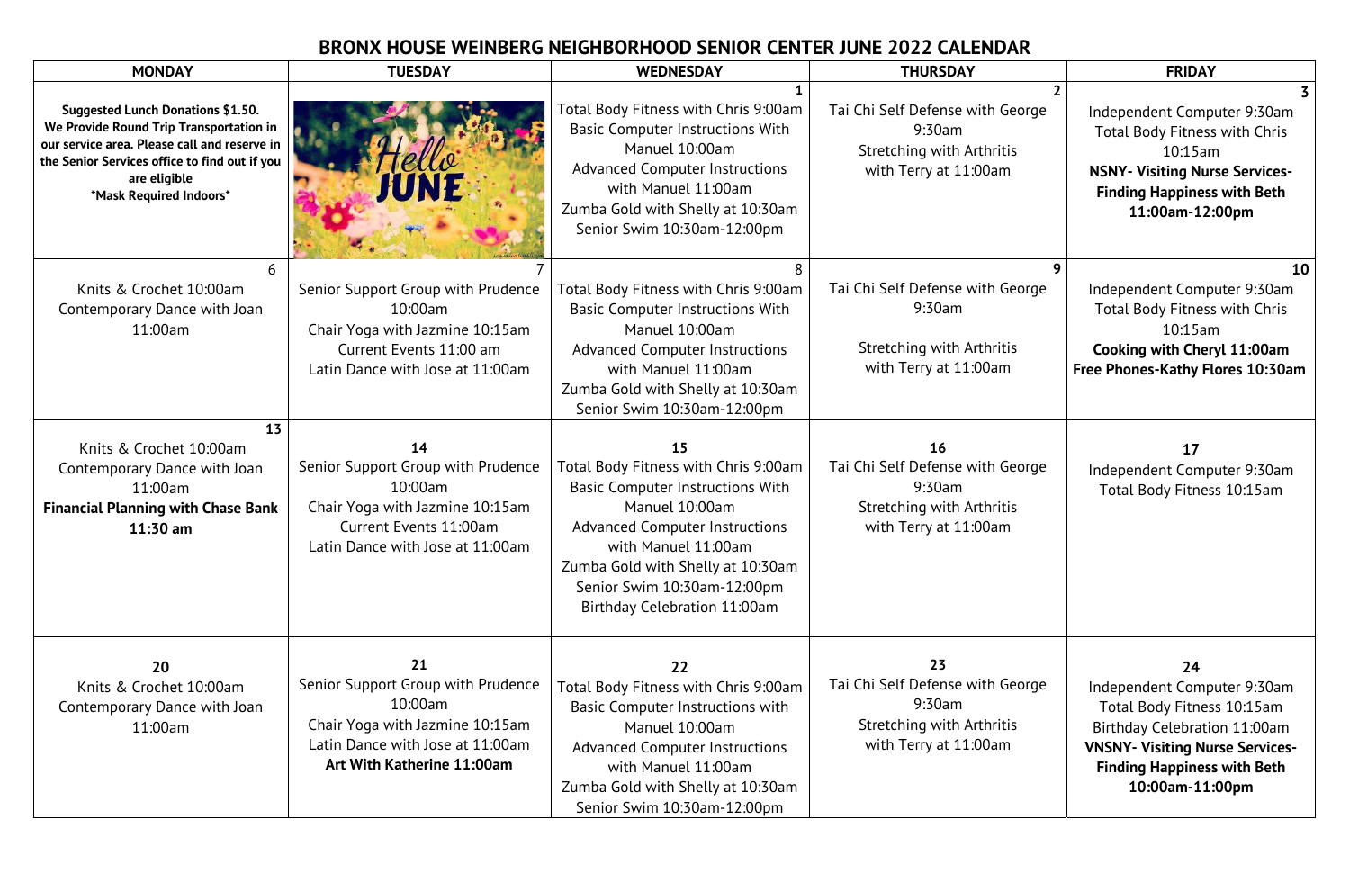# BRONX HOUSE WEINBERG NEIGHBORHOOD SENIOR CENTER JUNE 2022 CALENDAR

| MONDAY | TUESDAY | WEDNESDAY | THURSDAY | FRIDAY |
|---|---|---|---|---|
| **Suggested Lunch Donations $1.50. We Provide Round Trip Transportation in our service area. Please call and reserve in the Senior Services office to find out if you are eligible** **\*Mask Required Indoors\*** | Hello JUNE | **1** Total Body Fitness with Chris 9:00am Basic Computer Instructions With Manuel 10:00am Advanced Computer Instructions with Manuel 11:00am Zumba Gold with Shelly at 10:30am Senior Swim 10:30am-12:00pm | **2** Tai Chi Self Defense with George 9:30am Stretching with Arthritis with Terry at 11:00am | **3** Independent Computer 9:30am Total Body Fitness with Chris 10:15am **NSNY- Visiting Nurse Services- Finding Happiness with Beth 11:00am-12:00pm** |
| **6** Knits & Crochet 10:00am Contemporary Dance with Joan 11:00am | **7** Senior Support Group with Prudence 10:00am Chair Yoga with Jazmine 10:15am Current Events 11:00 am Latin Dance with Jose at 11:00am | **8** Total Body Fitness with Chris 9:00am Basic Computer Instructions With Manuel 10:00am Advanced Computer Instructions with Manuel 11:00am Zumba Gold with Shelly at 10:30am Senior Swim 10:30am-12:00pm | **9** Tai Chi Self Defense with George 9:30am Stretching with Arthritis with Terry at 11:00am | **10** Independent Computer 9:30am Total Body Fitness with Chris 10:15am **Cooking with Cheryl 11:00am** **Free Phones-Kathy Flores 10:30am** |
| **13** Knits & Crochet 10:00am Contemporary Dance with Joan 11:00am **Financial Planning with Chase Bank 11:30 am** | **14** Senior Support Group with Prudence 10:00am Chair Yoga with Jazmine 10:15am Current Events 11:00am Latin Dance with Jose at 11:00am | **15** Total Body Fitness with Chris 9:00am Basic Computer Instructions With Manuel 10:00am Advanced Computer Instructions with Manuel 11:00am Zumba Gold with Shelly at 10:30am Senior Swim 10:30am-12:00pm Birthday Celebration 11:00am | **16** Tai Chi Self Defense with George 9:30am Stretching with Arthritis with Terry at 11:00am | **17** Independent Computer 9:30am Total Body Fitness 10:15am |
| **20** Knits & Crochet 10:00am Contemporary Dance with Joan 11:00am | **21** Senior Support Group with Prudence 10:00am Chair Yoga with Jazmine 10:15am Latin Dance with Jose at 11:00am **Art With Katherine 11:00am** | **22** Total Body Fitness with Chris 9:00am Basic Computer Instructions with Manuel 10:00am Advanced Computer Instructions with Manuel 11:00am Zumba Gold with Shelly at 10:30am Senior Swim 10:30am-12:00pm | **23** Tai Chi Self Defense with George 9:30am Stretching with Arthritis with Terry at 11:00am | **24** Independent Computer 9:30am Total Body Fitness 10:15am Birthday Celebration 11:00am **VNSNY- Visiting Nurse Services- Finding Happiness with Beth 10:00am-11:00pm** |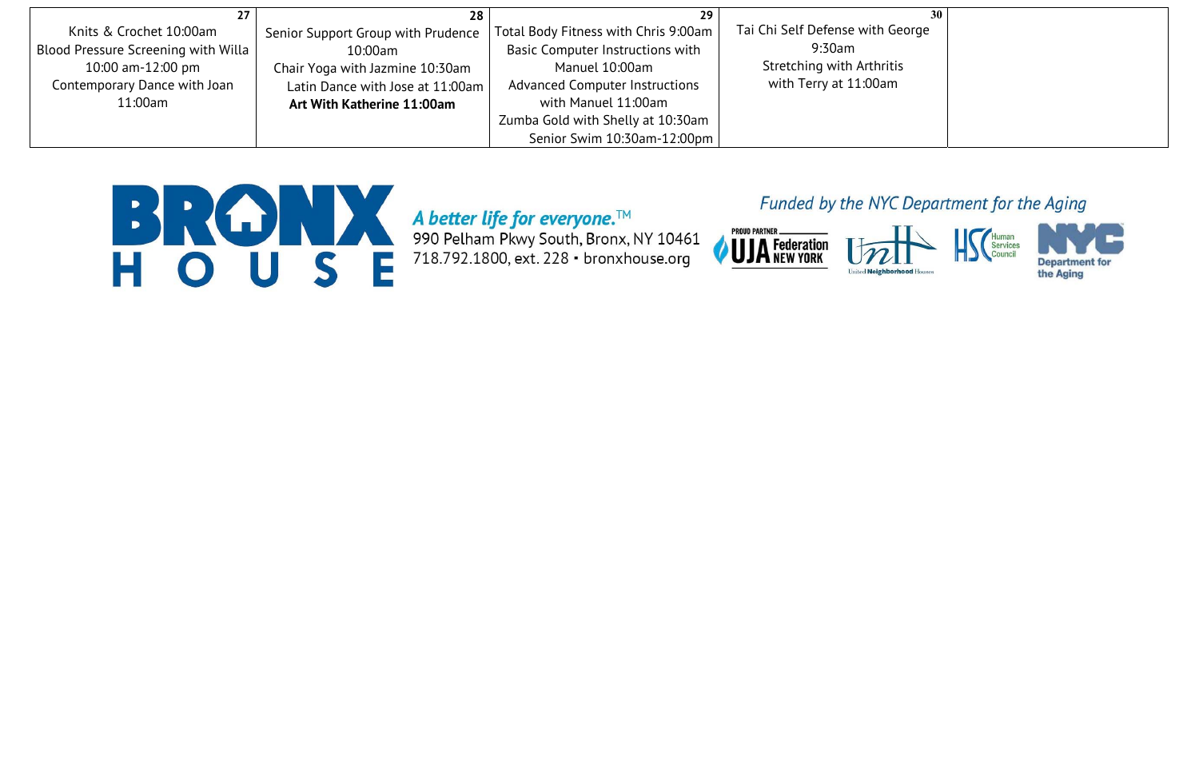| 27 | 28 | 29 | 30 | |
|---|---|---|---|---|
| Knits & Crochet 10:00am<br>Blood Pressure Screening with Willa 10:00 am-12:00 pm<br>Contemporary Dance with Joan 11:00am | Senior Support Group with Prudence 10:00am<br>Chair Yoga with Jazmine 10:30am<br>Latin Dance with Jose at 11:00am<br>**Art With Katherine 11:00am** | Total Body Fitness with Chris 9:00am<br>Basic Computer Instructions with Manuel 10:00am<br>Advanced Computer Instructions with Manuel 11:00am<br>Zumba Gold with Shelly at 10:30am<br>Senior Swim 10:30am-12:00pm | Tai Chi Self Defense with George 9:30am<br>Stretching with Arthritis with Terry at 11:00am | |

BRONX HOUSE

*A better life for everyone.*™
990 Pelham Pkwy South, Bronx, NY 10461
718.792.1800, ext. 228 • bronxhouse.org

*Funded by the NYC Department for the Aging*

PROUD PARTNER UJA Federation NEW YORK

United Neighborhood Houses

HSC Human Services Council

NYC Department for the Aging